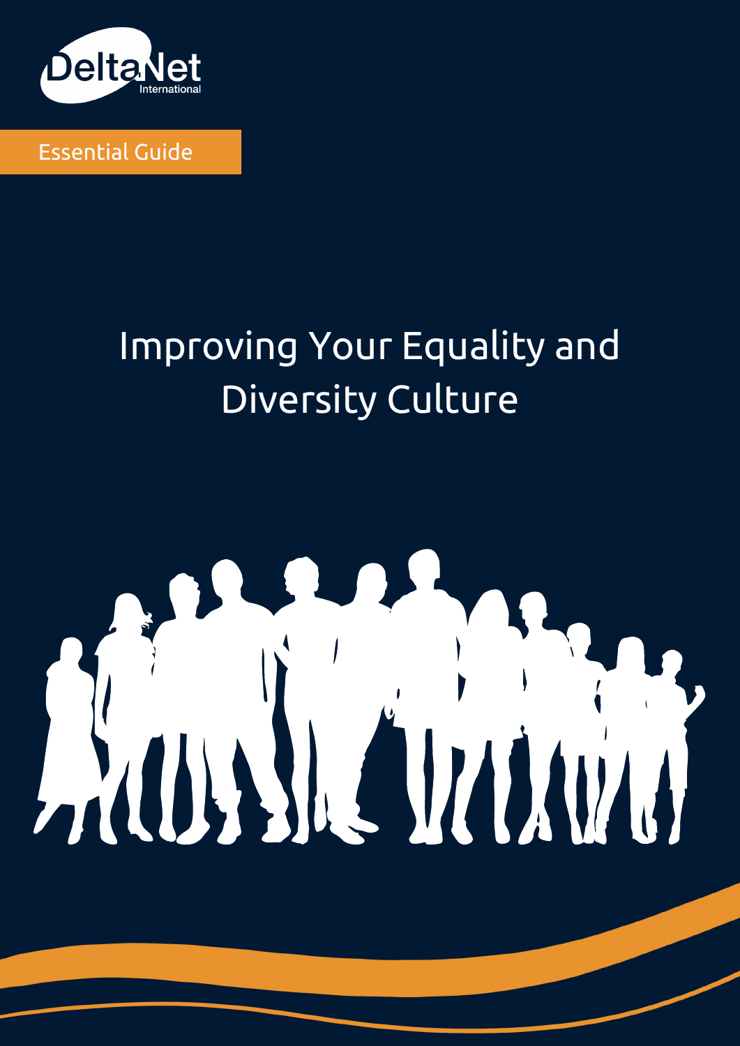DeltaNet International

Essential Guide

# Improving Your Equality and Diversity Culture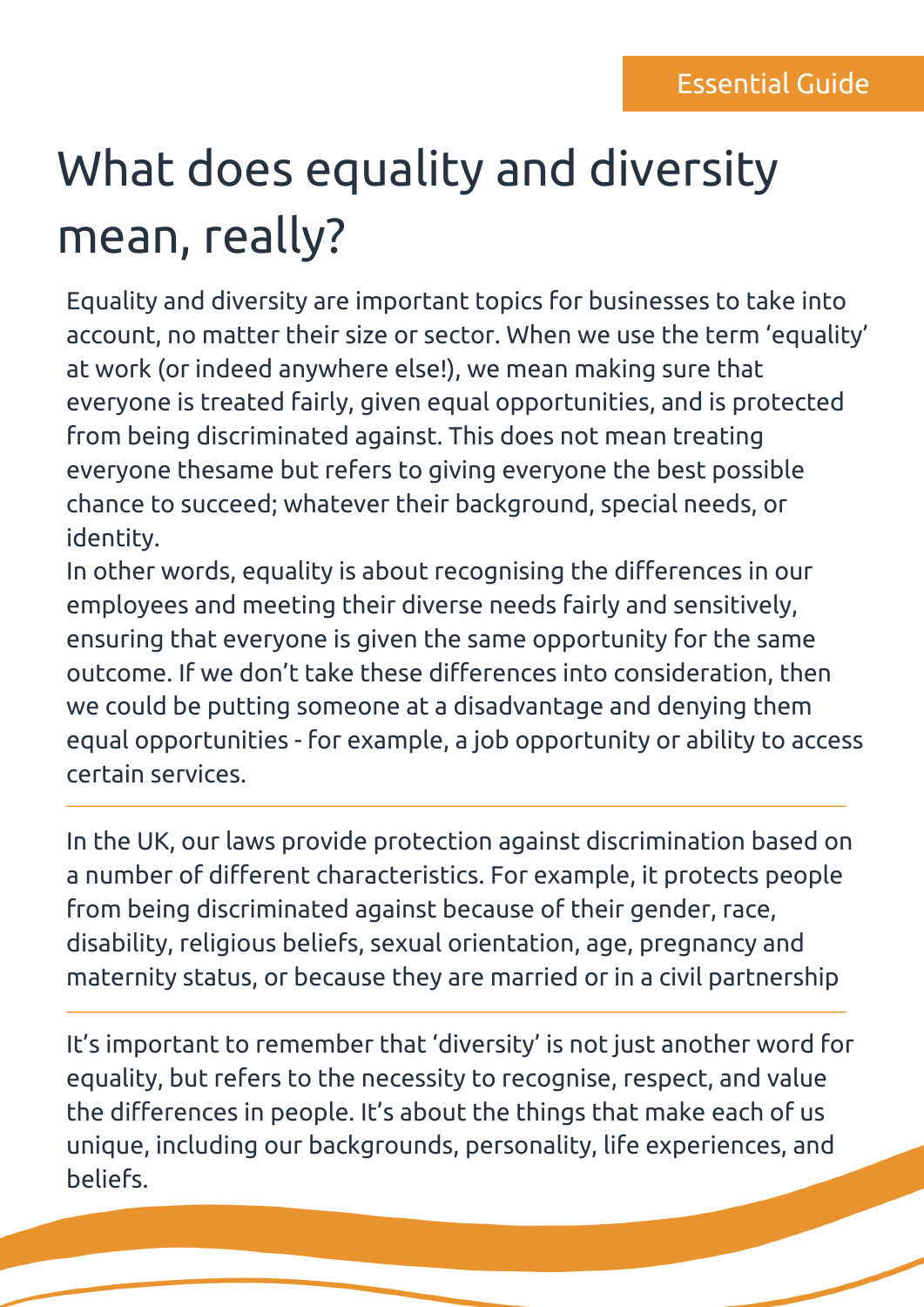Essential Guide

# What does equality and diversity mean, really?

Equality and diversity are important topics for businesses to take into account, no matter their size or sector. When we use the term 'equality' at work (or indeed anywhere else!), we mean making sure that everyone is treated fairly, given equal opportunities, and is protected from being discriminated against. This does not mean treating everyone thesame but refers to giving everyone the best possible chance to succeed; whatever their background, special needs, or identity.

In other words, equality is about recognising the differences in our employees and meeting their diverse needs fairly and sensitively, ensuring that everyone is given the same opportunity for the same outcome. If we don't take these differences into consideration, then we could be putting someone at a disadvantage and denying them equal opportunities - for example, a job opportunity or ability to access certain services.

---

In the UK, our laws provide protection against discrimination based on a number of different characteristics. For example, it protects people from being discriminated against because of their gender, race, disability, religious beliefs, sexual orientation, age, pregnancy and maternity status, or because they are married or in a civil partnership

---

It's important to remember that 'diversity' is not just another word for equality, but refers to the necessity to recognise, respect, and value the differences in people. It's about the things that make each of us unique, including our backgrounds, personality, life experiences, and beliefs.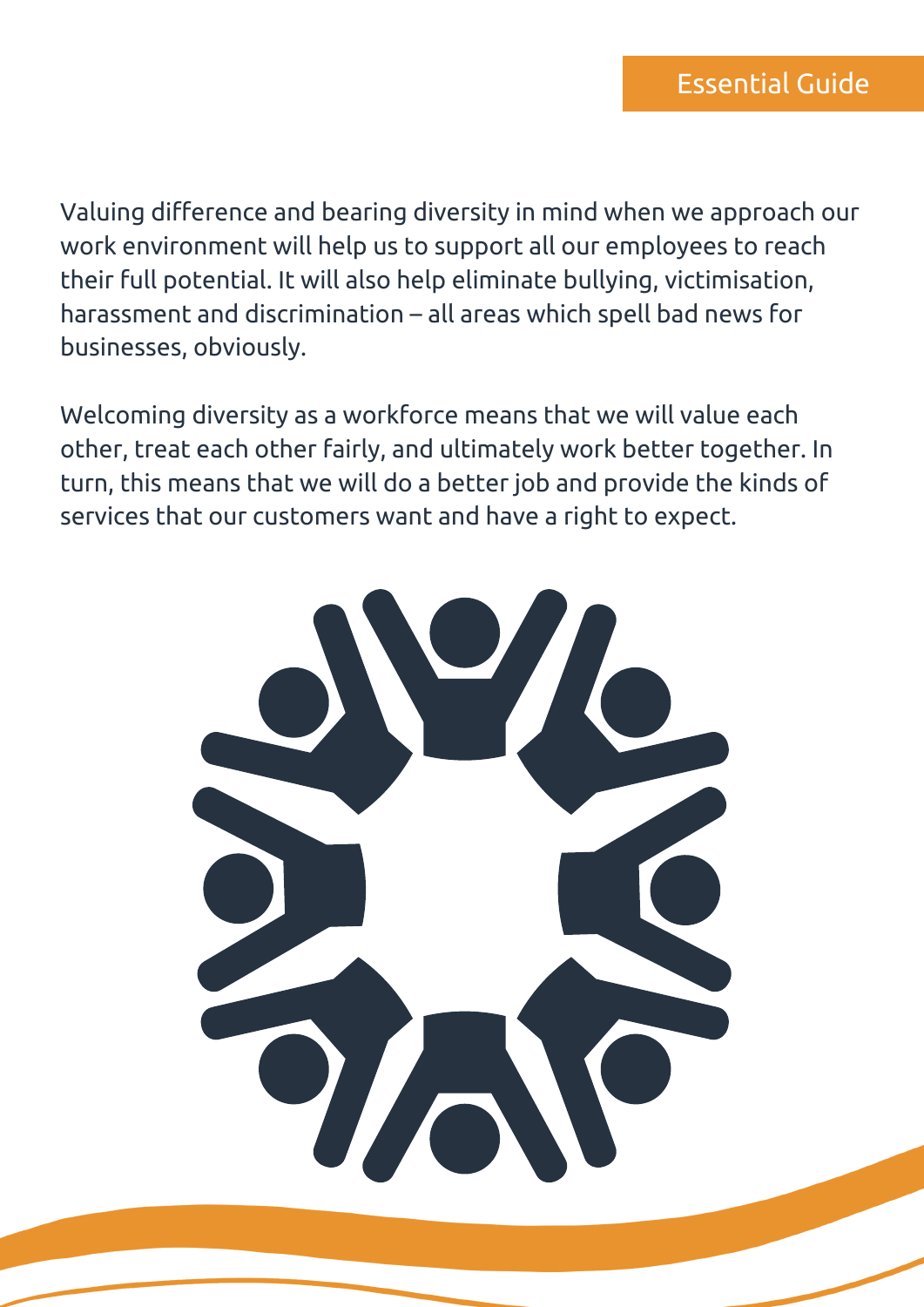Valuing difference and bearing diversity in mind when we approach our work environment will help us to support all our employees to reach their full potential. It will also help eliminate bullying, victimisation, harassment and discrimination – all areas which spell bad news for businesses, obviously.

Welcoming diversity as a workforce means that we will value each other, treat each other fairly, and ultimately work better together. In turn, this means that we will do a better job and provide the kinds of services that our customers want and have a right to expect.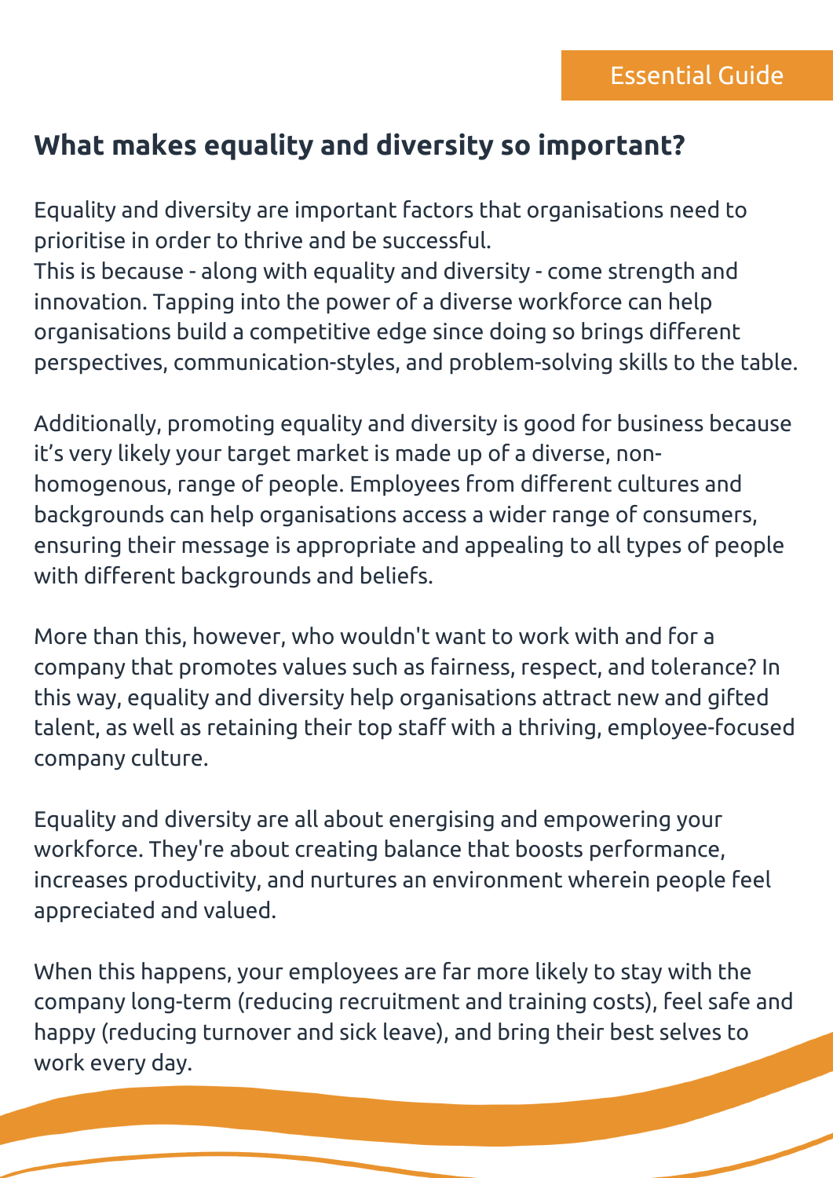Essential Guide

## What makes equality and diversity so important?

Equality and diversity are important factors that organisations need to prioritise in order to thrive and be successful.
This is because - along with equality and diversity - come strength and innovation. Tapping into the power of a diverse workforce can help organisations build a competitive edge since doing so brings different perspectives, communication-styles, and problem-solving skills to the table.

Additionally, promoting equality and diversity is good for business because it's very likely your target market is made up of a diverse, non-homogenous, range of people. Employees from different cultures and backgrounds can help organisations access a wider range of consumers, ensuring their message is appropriate and appealing to all types of people with different backgrounds and beliefs.

More than this, however, who wouldn't want to work with and for a company that promotes values such as fairness, respect, and tolerance? In this way, equality and diversity help organisations attract new and gifted talent, as well as retaining their top staff with a thriving, employee-focused company culture.

Equality and diversity are all about energising and empowering your workforce. They're about creating balance that boosts performance, increases productivity, and nurtures an environment wherein people feel appreciated and valued.

When this happens, your employees are far more likely to stay with the company long-term (reducing recruitment and training costs), feel safe and happy (reducing turnover and sick leave), and bring their best selves to work every day.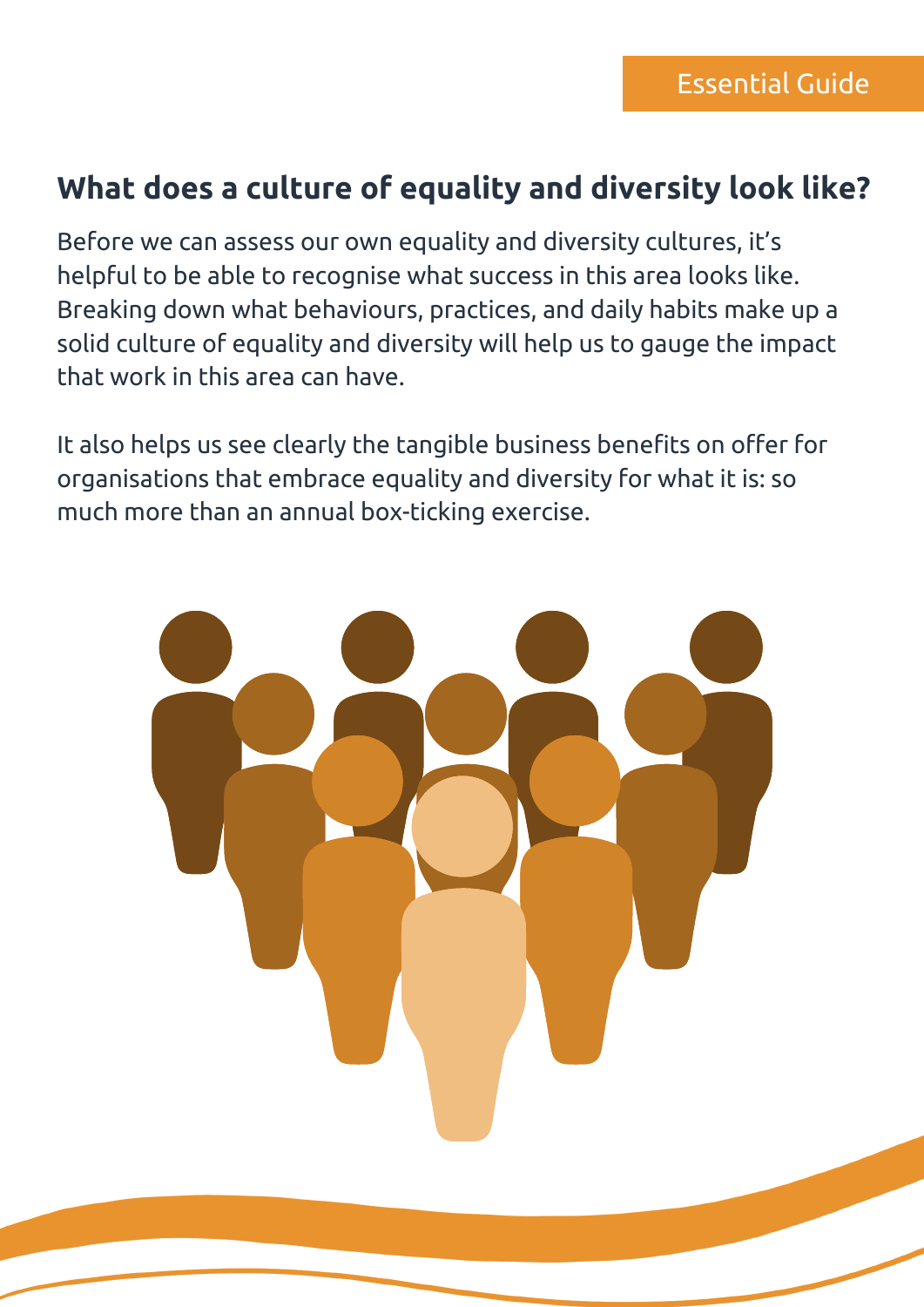Essential Guide

## What does a culture of equality and diversity look like?

Before we can assess our own equality and diversity cultures, it's helpful to be able to recognise what success in this area looks like. Breaking down what behaviours, practices, and daily habits make up a solid culture of equality and diversity will help us to gauge the impact that work in this area can have.

It also helps us see clearly the tangible business benefits on offer for organisations that embrace equality and diversity for what it is: so much more than an annual box-ticking exercise.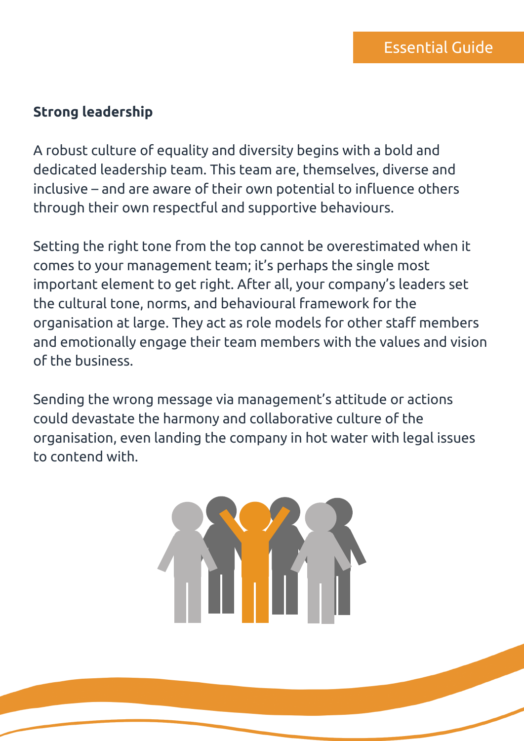## Strong leadership

A robust culture of equality and diversity begins with a bold and dedicated leadership team. This team are, themselves, diverse and inclusive – and are aware of their own potential to influence others through their own respectful and supportive behaviours.

Setting the right tone from the top cannot be overestimated when it comes to your management team; it's perhaps the single most important element to get right. After all, your company's leaders set the cultural tone, norms, and behavioural framework for the organisation at large. They act as role models for other staff members and emotionally engage their team members with the values and vision of the business.

Sending the wrong message via management's attitude or actions could devastate the harmony and collaborative culture of the organisation, even landing the company in hot water with legal issues to contend with.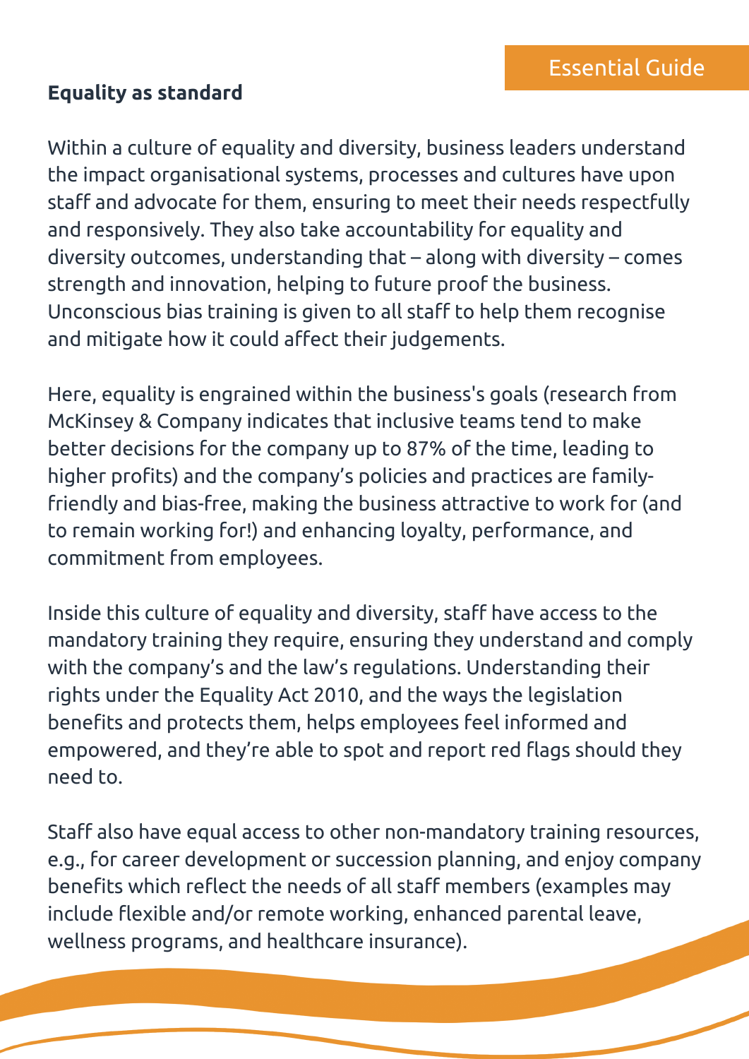**Equality as standard**

Within a culture of equality and diversity, business leaders understand the impact organisational systems, processes and cultures have upon staff and advocate for them, ensuring to meet their needs respectfully and responsively. They also take accountability for equality and diversity outcomes, understanding that – along with diversity – comes strength and innovation, helping to future proof the business. Unconscious bias training is given to all staff to help them recognise and mitigate how it could affect their judgements.

Here, equality is engrained within the business's goals (research from McKinsey & Company indicates that inclusive teams tend to make better decisions for the company up to 87% of the time, leading to higher profits) and the company's policies and practices are family-friendly and bias-free, making the business attractive to work for (and to remain working for!) and enhancing loyalty, performance, and commitment from employees.

Inside this culture of equality and diversity, staff have access to the mandatory training they require, ensuring they understand and comply with the company's and the law's regulations. Understanding their rights under the Equality Act 2010, and the ways the legislation benefits and protects them, helps employees feel informed and empowered, and they're able to spot and report red flags should they need to.

Staff also have equal access to other non-mandatory training resources, e.g., for career development or succession planning, and enjoy company benefits which reflect the needs of all staff members (examples may include flexible and/or remote working, enhanced parental leave, wellness programs, and healthcare insurance).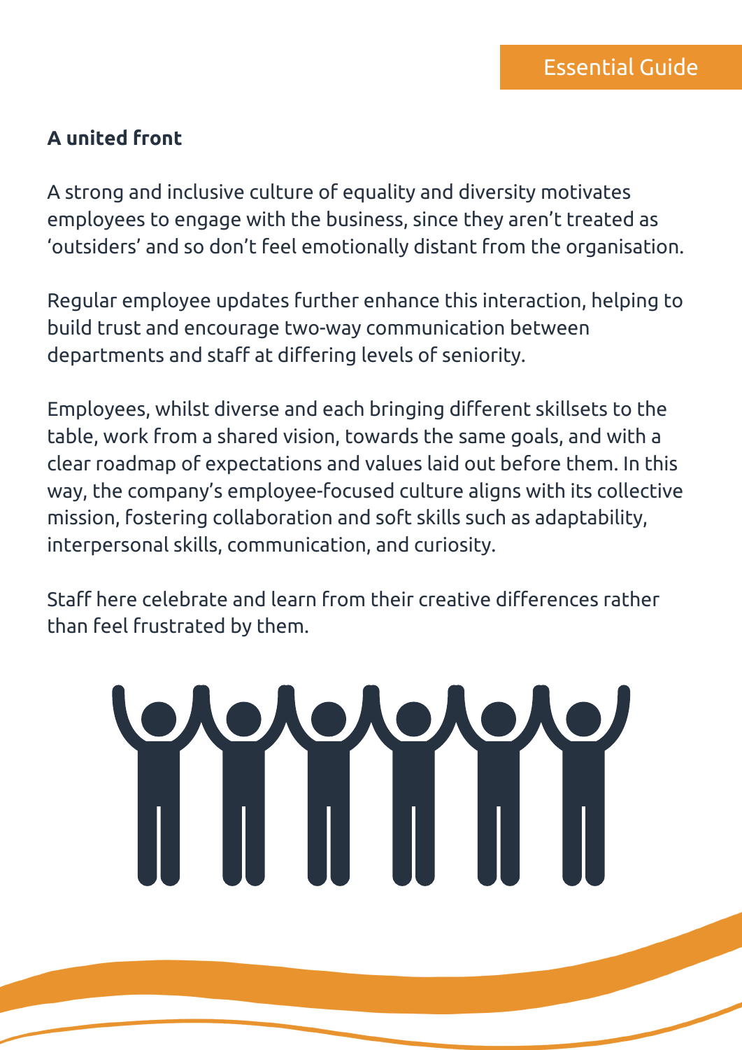## A united front

A strong and inclusive culture of equality and diversity motivates employees to engage with the business, since they aren't treated as 'outsiders' and so don't feel emotionally distant from the organisation.

Regular employee updates further enhance this interaction, helping to build trust and encourage two-way communication between departments and staff at differing levels of seniority.

Employees, whilst diverse and each bringing different skillsets to the table, work from a shared vision, towards the same goals, and with a clear roadmap of expectations and values laid out before them. In this way, the company's employee-focused culture aligns with its collective mission, fostering collaboration and soft skills such as adaptability, interpersonal skills, communication, and curiosity.

Staff here celebrate and learn from their creative differences rather than feel frustrated by them.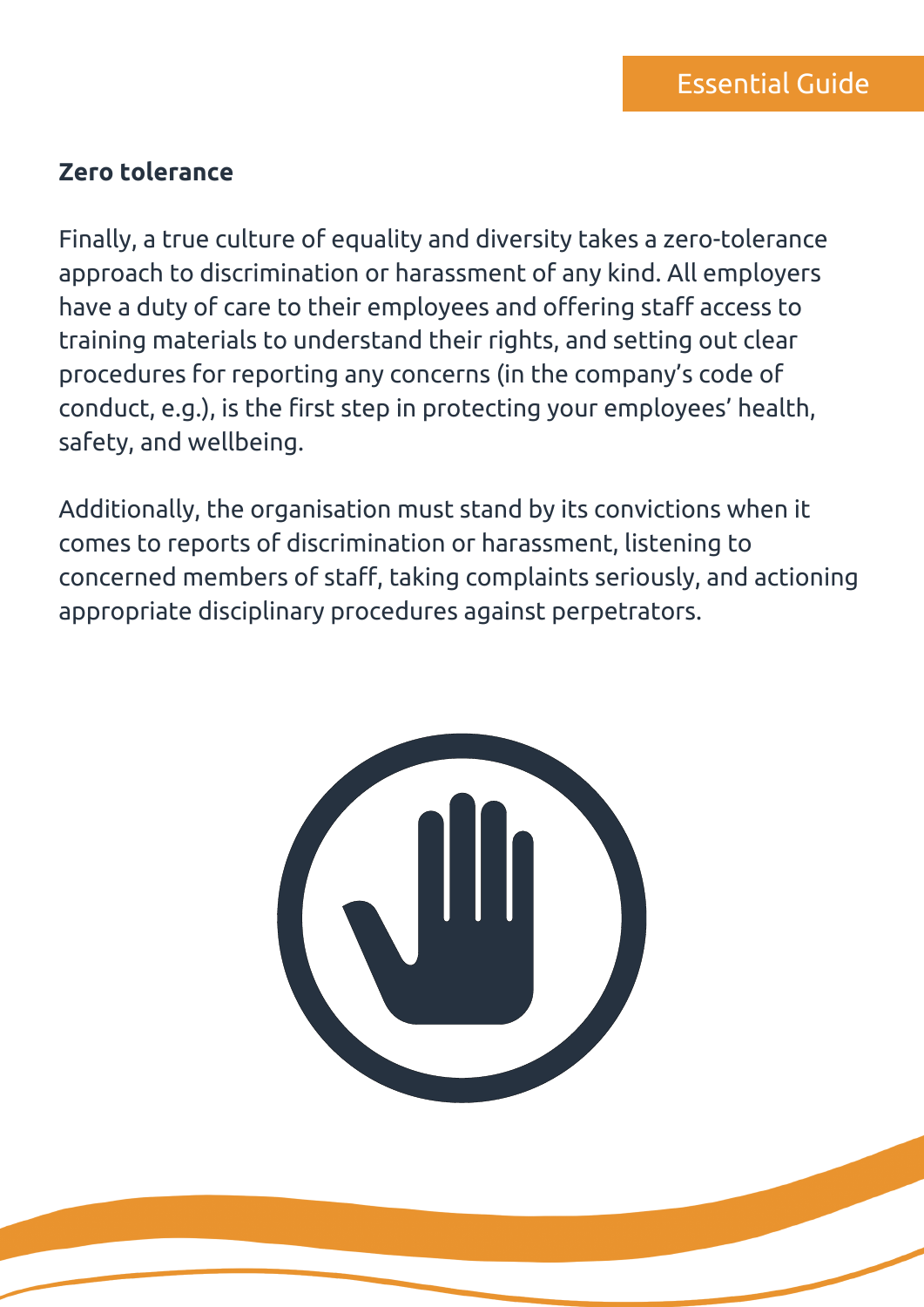## Zero tolerance

Finally, a true culture of equality and diversity takes a zero-tolerance approach to discrimination or harassment of any kind. All employers have a duty of care to their employees and offering staff access to training materials to understand their rights, and setting out clear procedures for reporting any concerns (in the company's code of conduct, e.g.), is the first step in protecting your employees' health, safety, and wellbeing.

Additionally, the organisation must stand by its convictions when it comes to reports of discrimination or harassment, listening to concerned members of staff, taking complaints seriously, and actioning appropriate disciplinary procedures against perpetrators.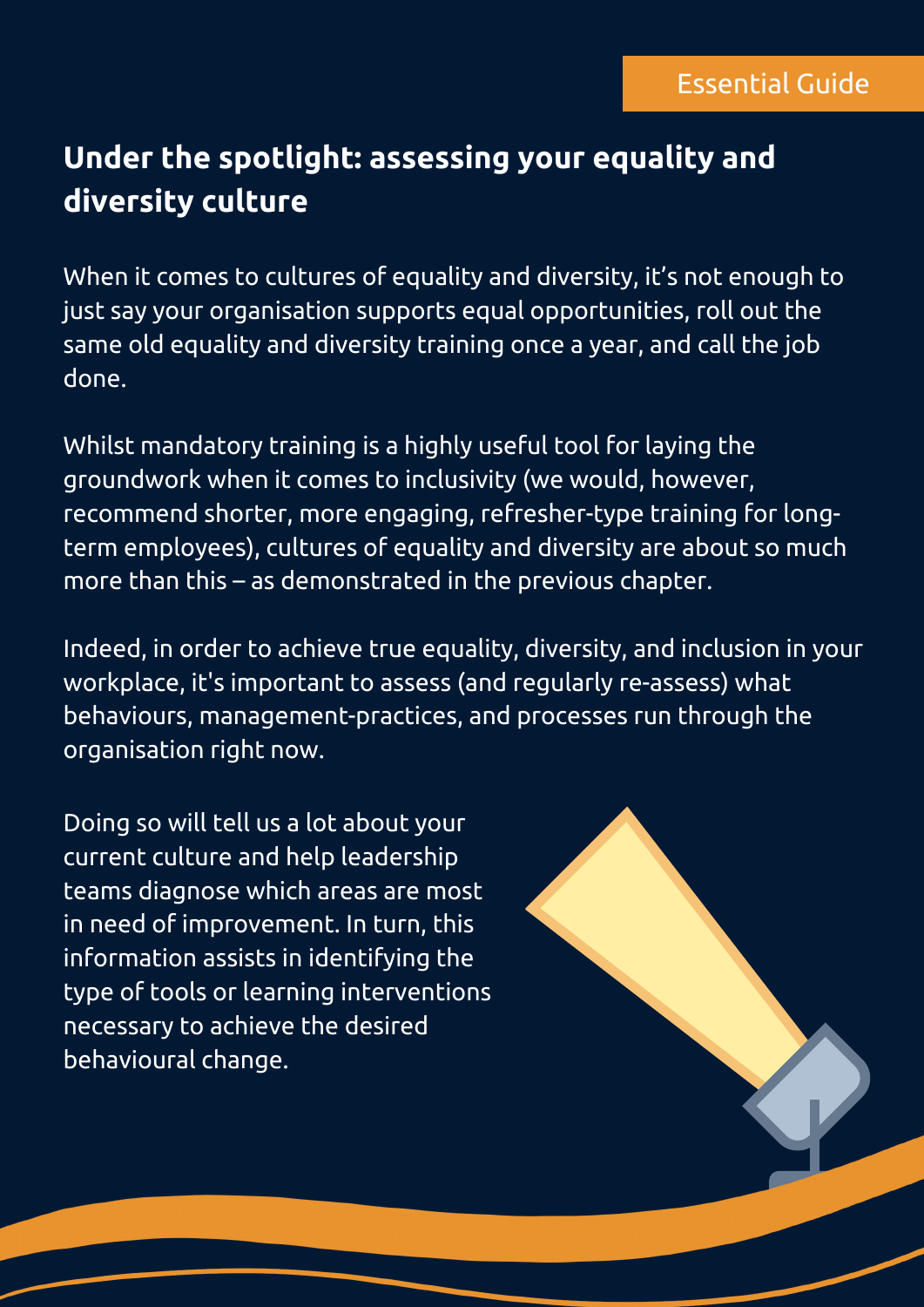Essential Guide

## Under the spotlight: assessing your equality and diversity culture

When it comes to cultures of equality and diversity, it's not enough to just say your organisation supports equal opportunities, roll out the same old equality and diversity training once a year, and call the job done.

Whilst mandatory training is a highly useful tool for laying the groundwork when it comes to inclusivity (we would, however, recommend shorter, more engaging, refresher-type training for long-term employees), cultures of equality and diversity are about so much more than this – as demonstrated in the previous chapter.

Indeed, in order to achieve true equality, diversity, and inclusion in your workplace, it's important to assess (and regularly re-assess) what behaviours, management-practices, and processes run through the organisation right now.

Doing so will tell us a lot about your current culture and help leadership teams diagnose which areas are most in need of improvement. In turn, this information assists in identifying the type of tools or learning interventions necessary to achieve the desired behavioural change.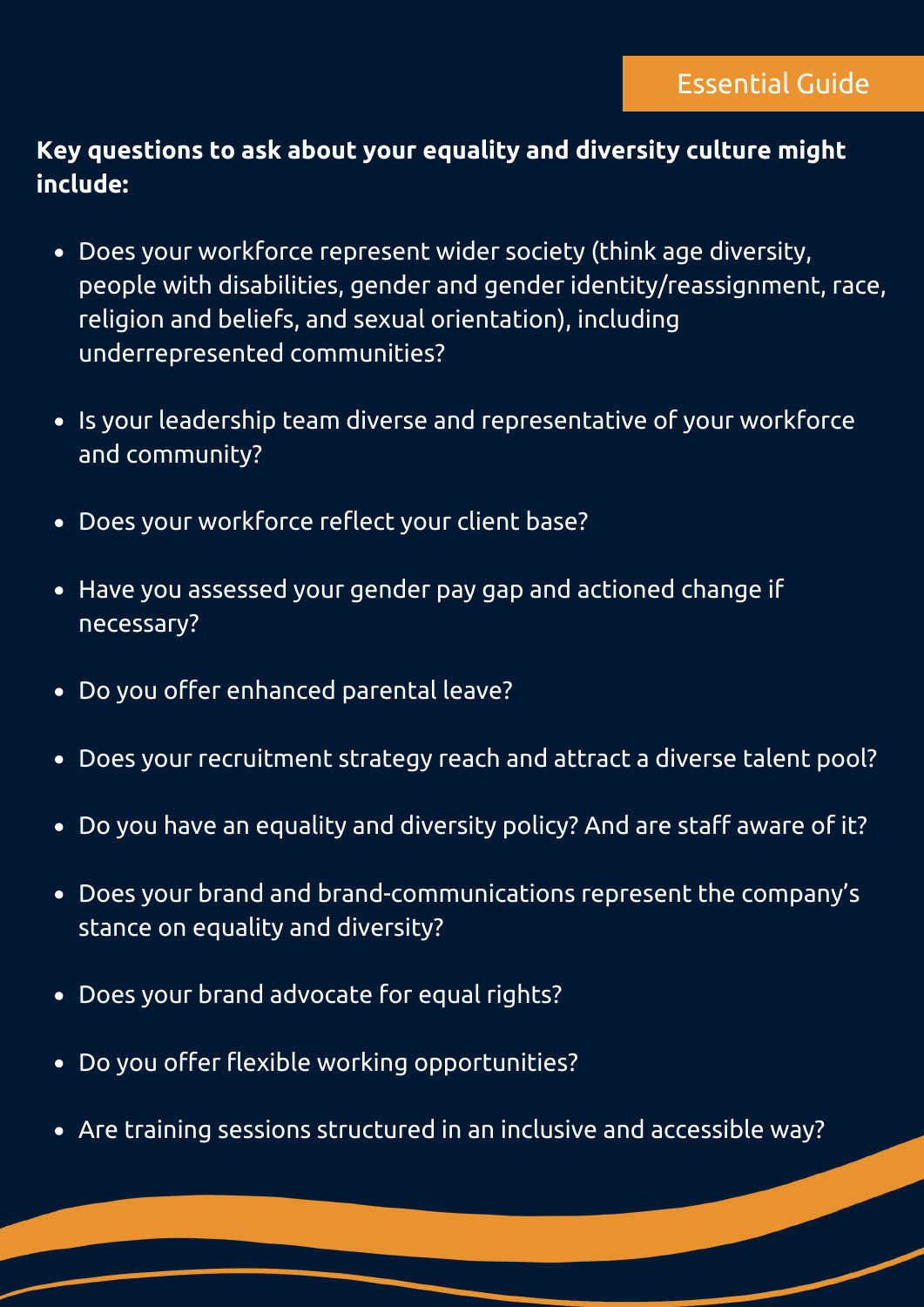Essential Guide

**Key questions to ask about your equality and diversity culture might include:**

- Does your workforce represent wider society (think age diversity, people with disabilities, gender and gender identity/reassignment, race, religion and beliefs, and sexual orientation), including underrepresented communities?
- Is your leadership team diverse and representative of your workforce and community?
- Does your workforce reflect your client base?
- Have you assessed your gender pay gap and actioned change if necessary?
- Do you offer enhanced parental leave?
- Does your recruitment strategy reach and attract a diverse talent pool?
- Do you have an equality and diversity policy? And are staff aware of it?
- Does your brand and brand-communications represent the company's stance on equality and diversity?
- Does your brand advocate for equal rights?
- Do you offer flexible working opportunities?
- Are training sessions structured in an inclusive and accessible way?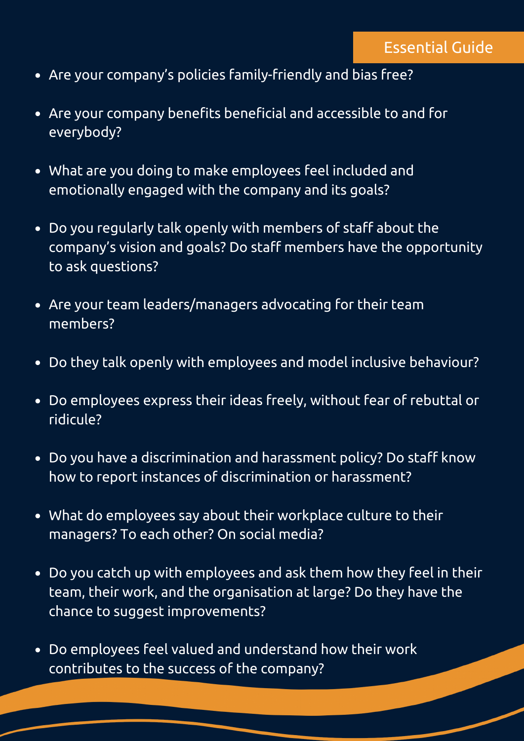- Are your company's policies family-friendly and bias free?
- Are your company benefits beneficial and accessible to and for everybody?
- What are you doing to make employees feel included and emotionally engaged with the company and its goals?
- Do you regularly talk openly with members of staff about the company's vision and goals? Do staff members have the opportunity to ask questions?
- Are your team leaders/managers advocating for their team members?
- Do they talk openly with employees and model inclusive behaviour?
- Do employees express their ideas freely, without fear of rebuttal or ridicule?
- Do you have a discrimination and harassment policy? Do staff know how to report instances of discrimination or harassment?
- What do employees say about their workplace culture to their managers? To each other? On social media?
- Do you catch up with employees and ask them how they feel in their team, their work, and the organisation at large? Do they have the chance to suggest improvements?
- Do employees feel valued and understand how their work contributes to the success of the company?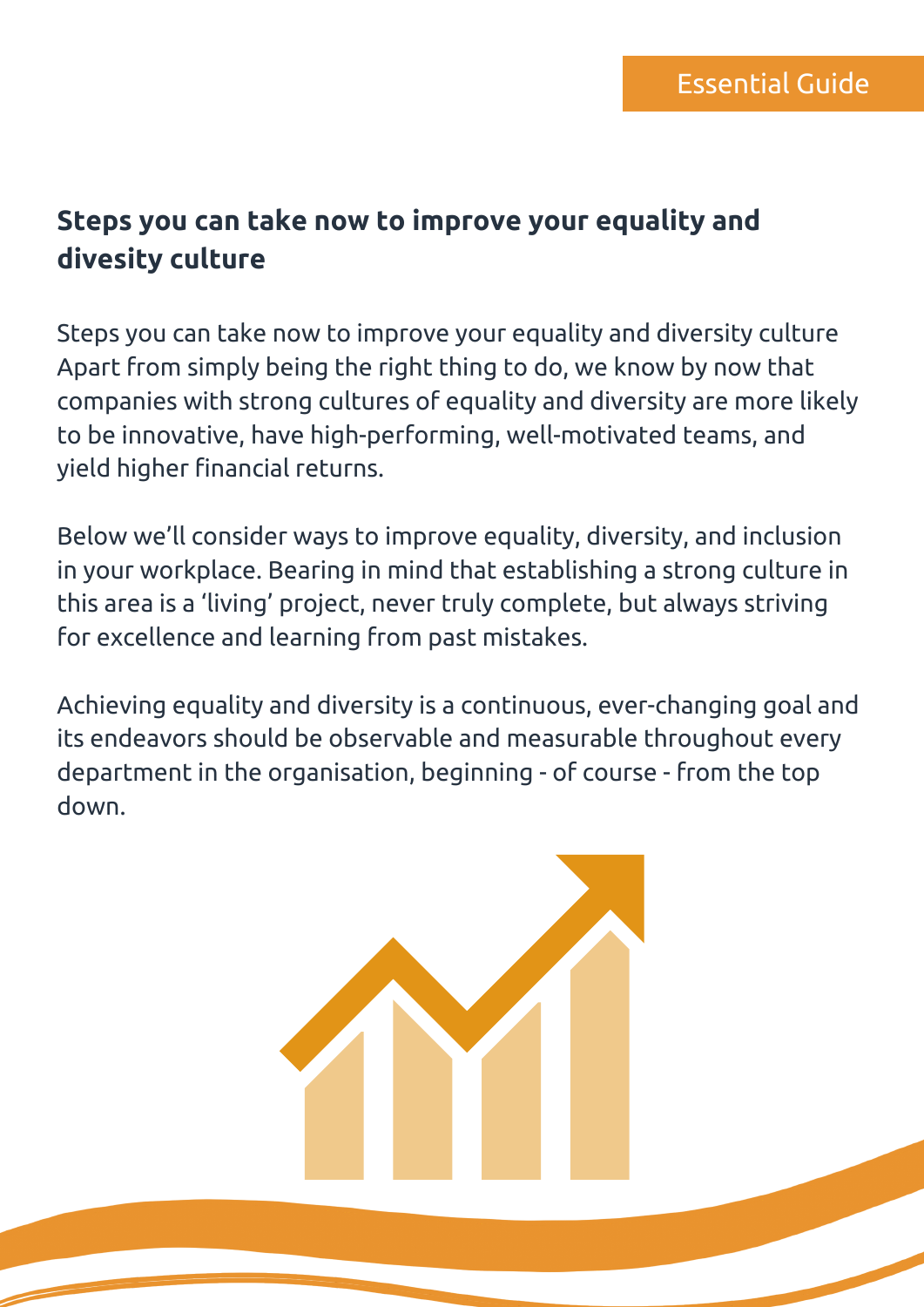## Steps you can take now to improve your equality and divesity culture

Steps you can take now to improve your equality and diversity culture Apart from simply being the right thing to do, we know by now that companies with strong cultures of equality and diversity are more likely to be innovative, have high-performing, well-motivated teams, and yield higher financial returns.

Below we'll consider ways to improve equality, diversity, and inclusion in your workplace. Bearing in mind that establishing a strong culture in this area is a 'living' project, never truly complete, but always striving for excellence and learning from past mistakes.

Achieving equality and diversity is a continuous, ever-changing goal and its endeavors should be observable and measurable throughout every department in the organisation, beginning - of course - from the top down.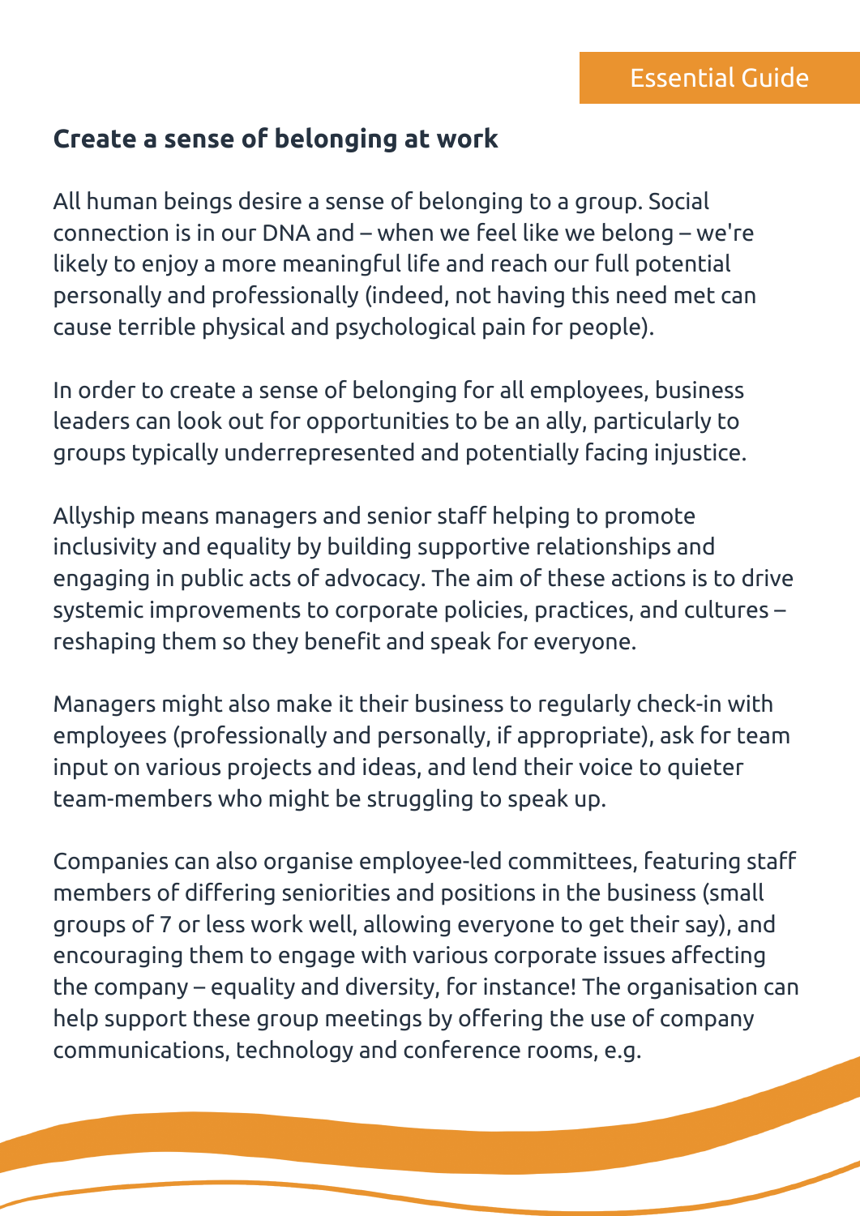## Create a sense of belonging at work

All human beings desire a sense of belonging to a group. Social connection is in our DNA and – when we feel like we belong – we're likely to enjoy a more meaningful life and reach our full potential personally and professionally (indeed, not having this need met can cause terrible physical and psychological pain for people).

In order to create a sense of belonging for all employees, business leaders can look out for opportunities to be an ally, particularly to groups typically underrepresented and potentially facing injustice.

Allyship means managers and senior staff helping to promote inclusivity and equality by building supportive relationships and engaging in public acts of advocacy. The aim of these actions is to drive systemic improvements to corporate policies, practices, and cultures – reshaping them so they benefit and speak for everyone.

Managers might also make it their business to regularly check-in with employees (professionally and personally, if appropriate), ask for team input on various projects and ideas, and lend their voice to quieter team-members who might be struggling to speak up.

Companies can also organise employee-led committees, featuring staff members of differing seniorities and positions in the business (small groups of 7 or less work well, allowing everyone to get their say), and encouraging them to engage with various corporate issues affecting the company – equality and diversity, for instance! The organisation can help support these group meetings by offering the use of company communications, technology and conference rooms, e.g.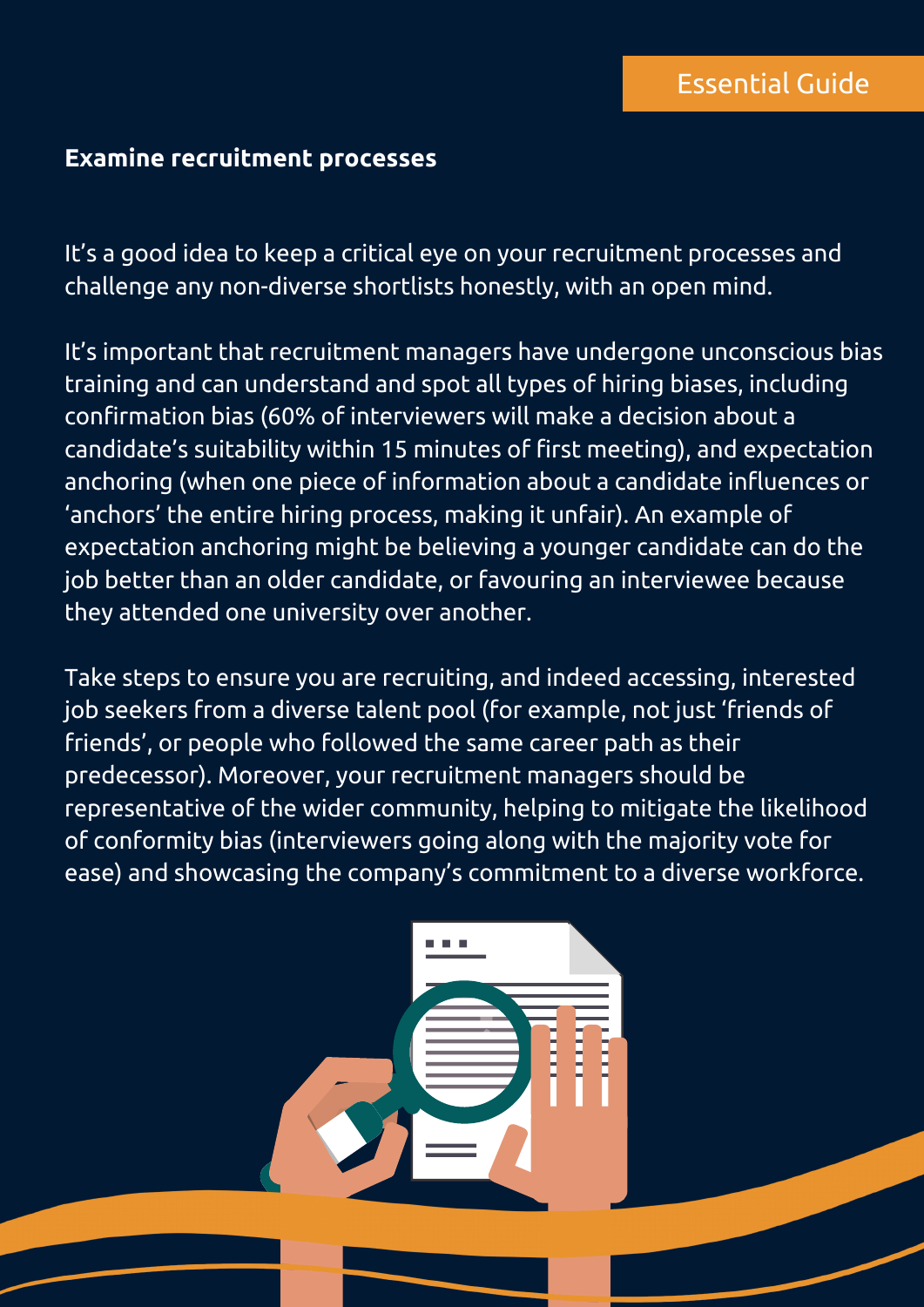## Examine recruitment processes

It's a good idea to keep a critical eye on your recruitment processes and challenge any non-diverse shortlists honestly, with an open mind.

It's important that recruitment managers have undergone unconscious bias training and can understand and spot all types of hiring biases, including confirmation bias (60% of interviewers will make a decision about a candidate's suitability within 15 minutes of first meeting), and expectation anchoring (when one piece of information about a candidate influences or 'anchors' the entire hiring process, making it unfair). An example of expectation anchoring might be believing a younger candidate can do the job better than an older candidate, or favouring an interviewee because they attended one university over another.

Take steps to ensure you are recruiting, and indeed accessing, interested job seekers from a diverse talent pool (for example, not just 'friends of friends', or people who followed the same career path as their predecessor). Moreover, your recruitment managers should be representative of the wider community, helping to mitigate the likelihood of conformity bias (interviewers going along with the majority vote for ease) and showcasing the company's commitment to a diverse workforce.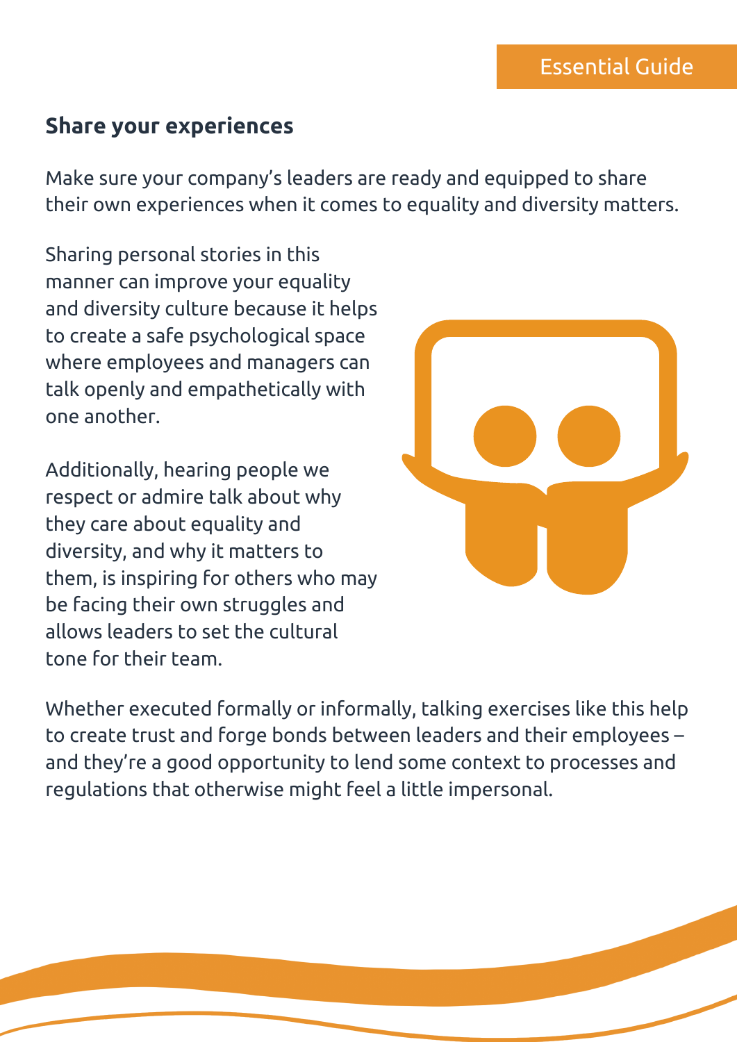## Share your experiences

Make sure your company's leaders are ready and equipped to share their own experiences when it comes to equality and diversity matters.

Sharing personal stories in this manner can improve your equality and diversity culture because it helps to create a safe psychological space where employees and managers can talk openly and empathetically with one another.

Additionally, hearing people we respect or admire talk about why they care about equality and diversity, and why it matters to them, is inspiring for others who may be facing their own struggles and allows leaders to set the cultural tone for their team.

Whether executed formally or informally, talking exercises like this help to create trust and forge bonds between leaders and their employees – and they're a good opportunity to lend some context to processes and regulations that otherwise might feel a little impersonal.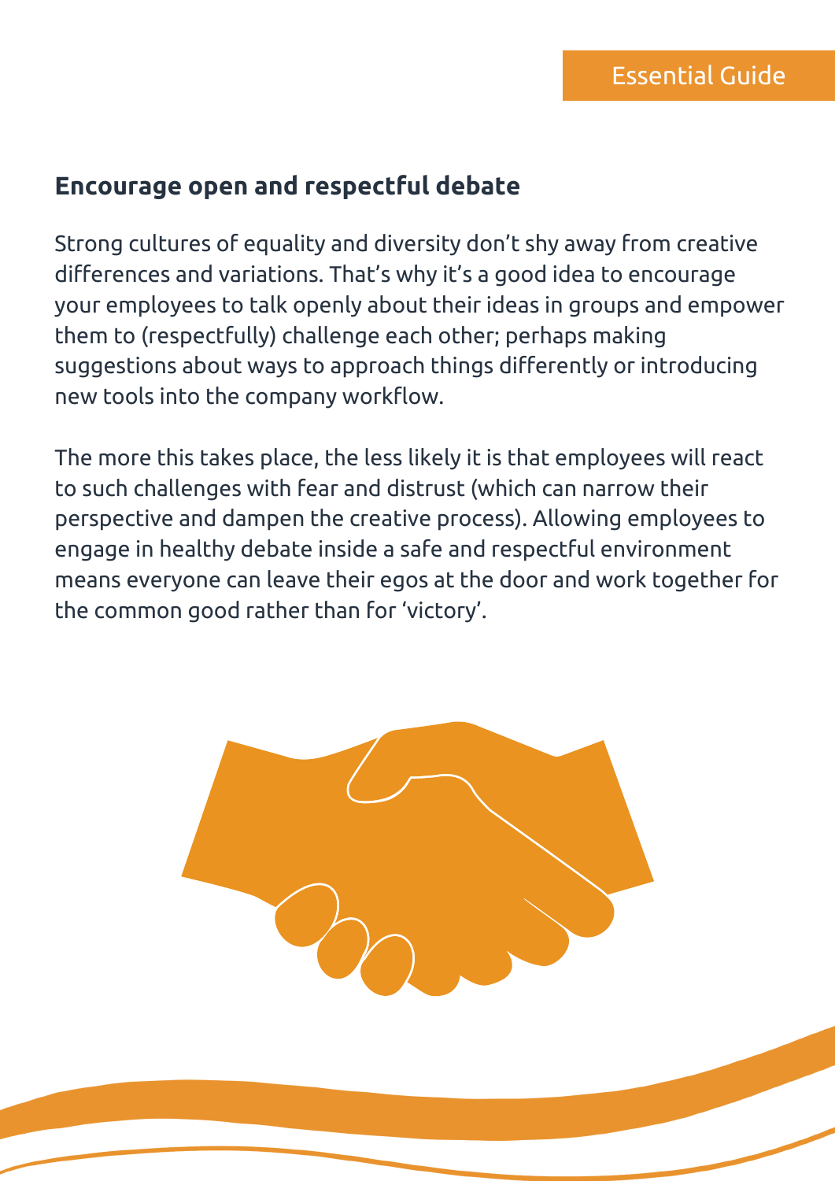## Encourage open and respectful debate

Strong cultures of equality and diversity don't shy away from creative differences and variations. That's why it's a good idea to encourage your employees to talk openly about their ideas in groups and empower them to (respectfully) challenge each other; perhaps making suggestions about ways to approach things differently or introducing new tools into the company workflow.

The more this takes place, the less likely it is that employees will react to such challenges with fear and distrust (which can narrow their perspective and dampen the creative process). Allowing employees to engage in healthy debate inside a safe and respectful environment means everyone can leave their egos at the door and work together for the common good rather than for 'victory'.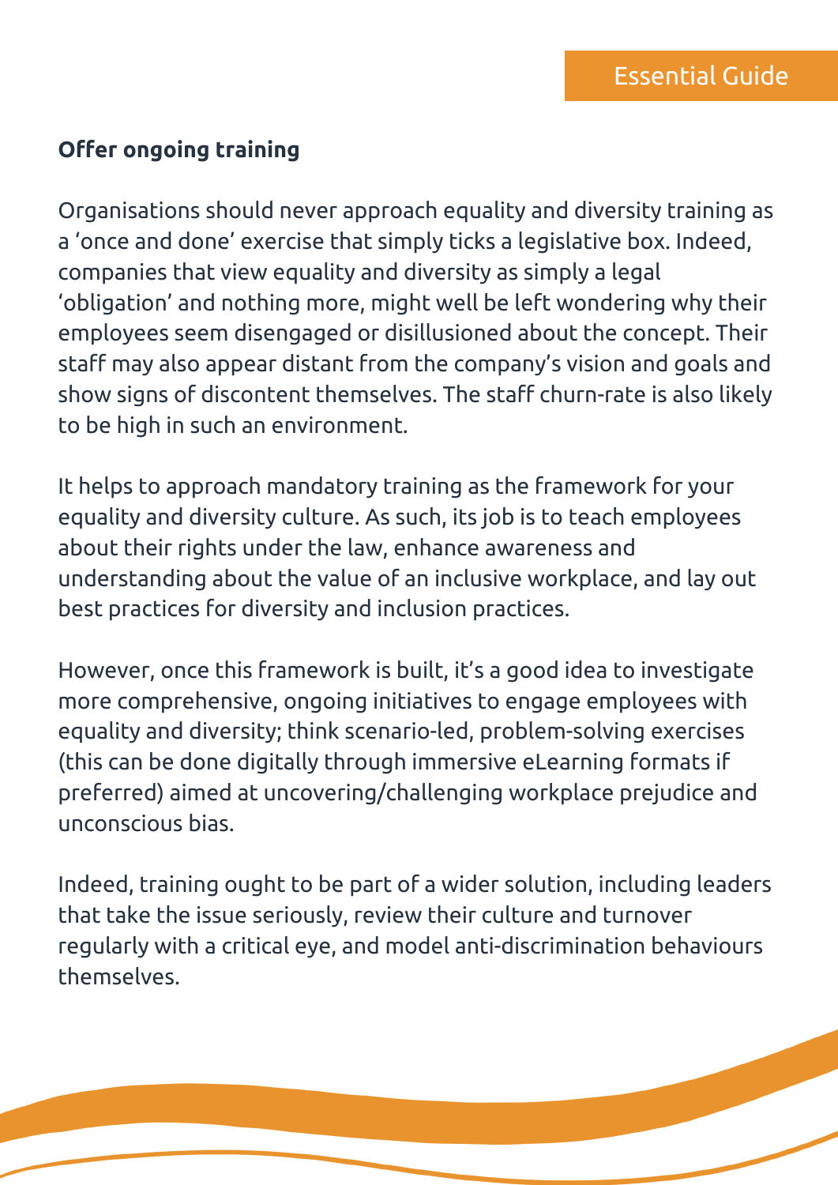**Offer ongoing training**

Organisations should never approach equality and diversity training as a 'once and done' exercise that simply ticks a legislative box. Indeed, companies that view equality and diversity as simply a legal 'obligation' and nothing more, might well be left wondering why their employees seem disengaged or disillusioned about the concept. Their staff may also appear distant from the company's vision and goals and show signs of discontent themselves. The staff churn-rate is also likely to be high in such an environment.

It helps to approach mandatory training as the framework for your equality and diversity culture. As such, its job is to teach employees about their rights under the law, enhance awareness and understanding about the value of an inclusive workplace, and lay out best practices for diversity and inclusion practices.

However, once this framework is built, it's a good idea to investigate more comprehensive, ongoing initiatives to engage employees with equality and diversity; think scenario-led, problem-solving exercises (this can be done digitally through immersive eLearning formats if preferred) aimed at uncovering/challenging workplace prejudice and unconscious bias.

Indeed, training ought to be part of a wider solution, including leaders that take the issue seriously, review their culture and turnover regularly with a critical eye, and model anti-discrimination behaviours themselves.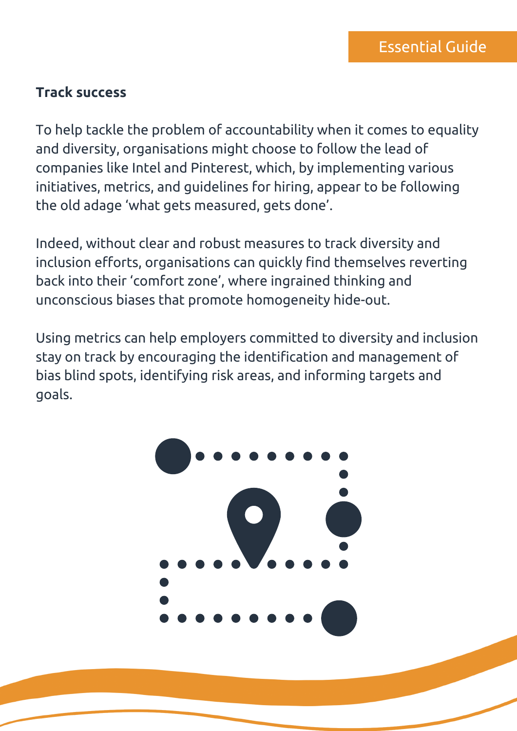## Track success

To help tackle the problem of accountability when it comes to equality and diversity, organisations might choose to follow the lead of companies like Intel and Pinterest, which, by implementing various initiatives, metrics, and guidelines for hiring, appear to be following the old adage 'what gets measured, gets done'.

Indeed, without clear and robust measures to track diversity and inclusion efforts, organisations can quickly find themselves reverting back into their 'comfort zone', where ingrained thinking and unconscious biases that promote homogeneity hide-out.

Using metrics can help employers committed to diversity and inclusion stay on track by encouraging the identification and management of bias blind spots, identifying risk areas, and informing targets and goals.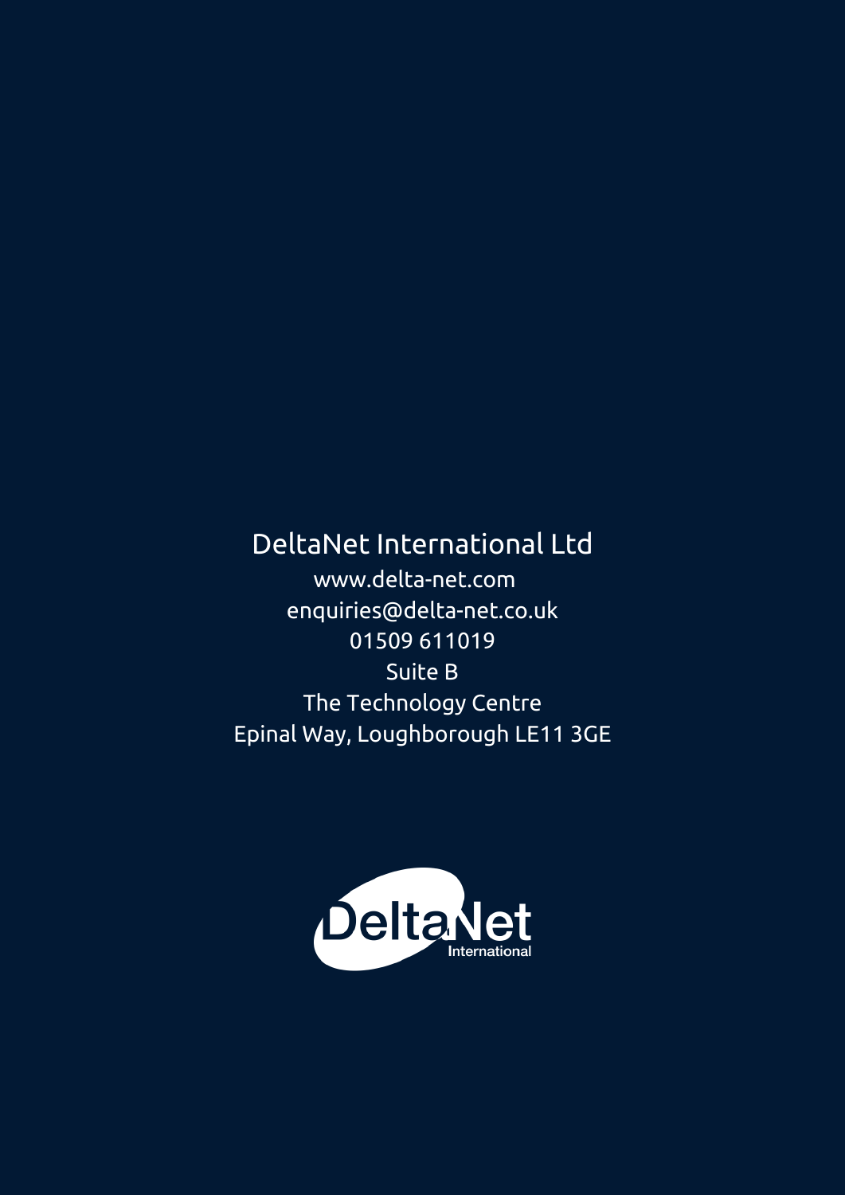DeltaNet International Ltd

www.delta-net.com

enquiries@delta-net.co.uk

01509 611019

Suite B

The Technology Centre

Epinal Way, Loughborough LE11 3GE

DeltaNet International